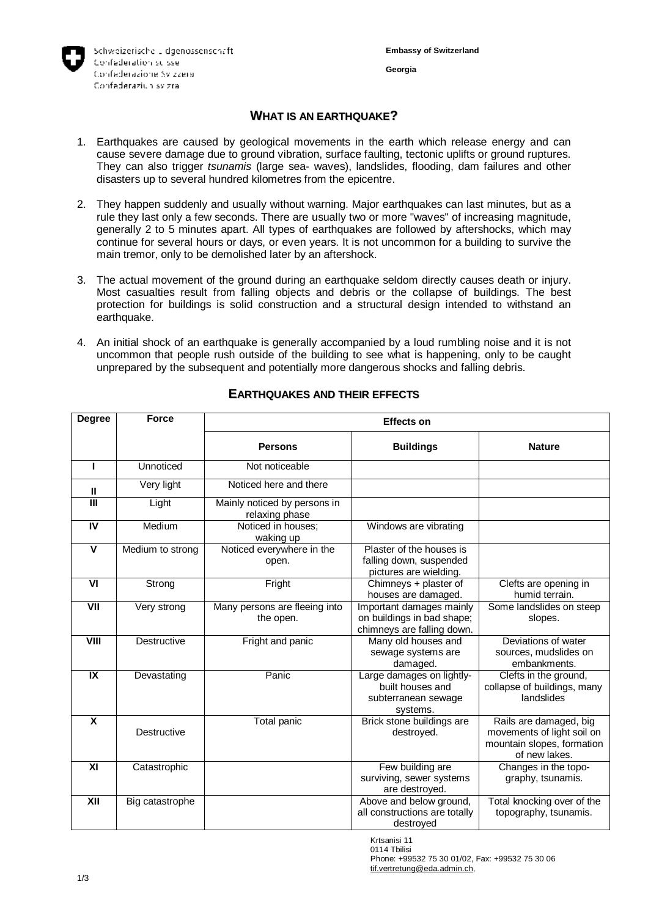Schweizerische Eidgenossenschaft
Confédération suisse
Confederazione Svizzera
Confederaziun svizra

**Embassy of Switzerland**

**Georgia**

## WHAT IS AN EARTHQUAKE?

1. Earthquakes are caused by geological movements in the earth which release energy and can cause severe damage due to ground vibration, surface faulting, tectonic uplifts or ground ruptures. They can also trigger *tsunamis* (large sea- waves), landslides, flooding, dam failures and other disasters up to several hundred kilometres from the epicentre.

2. They happen suddenly and usually without warning. Major earthquakes can last minutes, but as a rule they last only a few seconds. There are usually two or more "waves" of increasing magnitude, generally 2 to 5 minutes apart. All types of earthquakes are followed by aftershocks, which may continue for several hours or days, or even years. It is not uncommon for a building to survive the main tremor, only to be demolished later by an aftershock.

3. The actual movement of the ground during an earthquake seldom directly causes death or injury. Most casualties result from falling objects and debris or the collapse of buildings. The best protection for buildings is solid construction and a structural design intended to withstand an earthquake.

4. An initial shock of an earthquake is generally accompanied by a loud rumbling noise and it is not uncommon that people rush outside of the building to see what is happening, only to be caught unprepared by the subsequent and potentially more dangerous shocks and falling debris.

## EARTHQUAKES AND THEIR EFFECTS

| Degree | Force | Effects on | | |
|---|---|---|---|---|
| | | **Persons** | **Buildings** | **Nature** |
| I | Unnoticed | Not noticeable | | |
| II | Very light | Noticed here and there | | |
| III | Light | Mainly noticed by persons in relaxing phase | | |
| IV | Medium | Noticed in houses; waking up | Windows are vibrating | |
| V | Medium to strong | Noticed everywhere in the open. | Plaster of the houses is falling down, suspended pictures are wielding. | |
| VI | Strong | Fright | Chimneys + plaster of houses are damaged. | Clefts are opening in humid terrain. |
| VII | Very strong | Many persons are fleeing into the open. | Important damages mainly on buildings in bad shape; chimneys are falling down. | Some landslides on steep slopes. |
| VIII | Destructive | Fright and panic | Many old houses and sewage systems are damaged. | Deviations of water sources, mudslides on embankments. |
| IX | Devastating | Panic | Large damages on lightly-built houses and subterranean sewage systems. | Clefts in the ground, collapse of buildings, many landslides |
| X | Destructive | Total panic | Brick stone buildings are destroyed. | Rails are damaged, big movements of light soil on mountain slopes, formation of new lakes. |
| XI | Catastrophic | | Few building are surviving, sewer systems are destroyed. | Changes in the topo-graphy, tsunamis. |
| XII | Big catastrophe | | Above and below ground, all constructions are totally destroyed | Total knocking over of the topography, tsunamis. |

Krtsanisi 11
0114 Tbilisi
Phone: +99532 75 30 01/02, Fax: +99532 75 30 06
tif.vertretung@eda.admin.ch,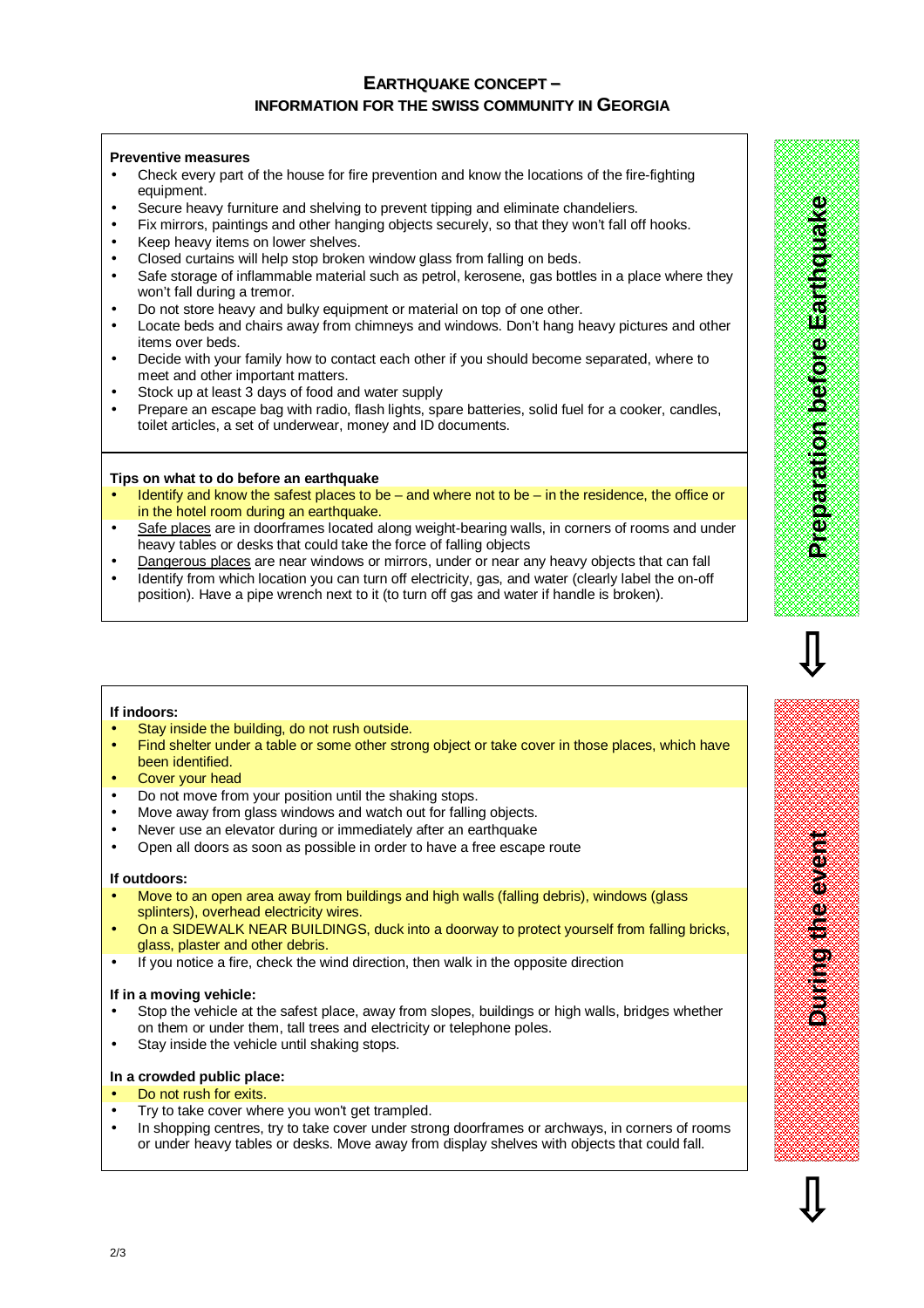# Earthquake Concept – Information for the Swiss Community in Georgia

## Preparation before Earthquake

**Preventive measures**

- Check every part of the house for fire prevention and know the locations of the fire-fighting equipment.
- Secure heavy furniture and shelving to prevent tipping and eliminate chandeliers.
- Fix mirrors, paintings and other hanging objects securely, so that they won't fall off hooks.
- Keep heavy items on lower shelves.
- Closed curtains will help stop broken window glass from falling on beds.
- Safe storage of inflammable material such as petrol, kerosene, gas bottles in a place where they won't fall during a tremor.
- Do not store heavy and bulky equipment or material on top of one other.
- Locate beds and chairs away from chimneys and windows. Don't hang heavy pictures and other items over beds.
- Decide with your family how to contact each other if you should become separated, where to meet and other important matters.
- Stock up at least 3 days of food and water supply
- Prepare an escape bag with radio, flash lights, spare batteries, solid fuel for a cooker, candles, toilet articles, a set of underwear, money and ID documents.

**Tips on what to do before an earthquake**

- Identify and know the safest places to be – and where not to be – in the residence, the office or in the hotel room during an earthquake.
- Safe places are in doorframes located along weight-bearing walls, in corners of rooms and under heavy tables or desks that could take the force of falling objects
- Dangerous places are near windows or mirrors, under or near any heavy objects that can fall
- Identify from which location you can turn off electricity, gas, and water (clearly label the on-off position). Have a pipe wrench next to it (to turn off gas and water if handle is broken).

## During the event

**If indoors:**

- Stay inside the building, do not rush outside.
- Find shelter under a table or some other strong object or take cover in those places, which have been identified.
- Cover your head
- Do not move from your position until the shaking stops.
- Move away from glass windows and watch out for falling objects.
- Never use an elevator during or immediately after an earthquake
- Open all doors as soon as possible in order to have a free escape route

**If outdoors:**

- Move to an open area away from buildings and high walls (falling debris), windows (glass splinters), overhead electricity wires.
- On a SIDEWALK NEAR BUILDINGS, duck into a doorway to protect yourself from falling bricks, glass, plaster and other debris.
- If you notice a fire, check the wind direction, then walk in the opposite direction

**If in a moving vehicle:**

- Stop the vehicle at the safest place, away from slopes, buildings or high walls, bridges whether on them or under them, tall trees and electricity or telephone poles.
- Stay inside the vehicle until shaking stops.

**In a crowded public place:**

- Do not rush for exits.
- Try to take cover where you won't get trampled.
- In shopping centres, try to take cover under strong doorframes or archways, in corners of rooms or under heavy tables or desks. Move away from display shelves with objects that could fall.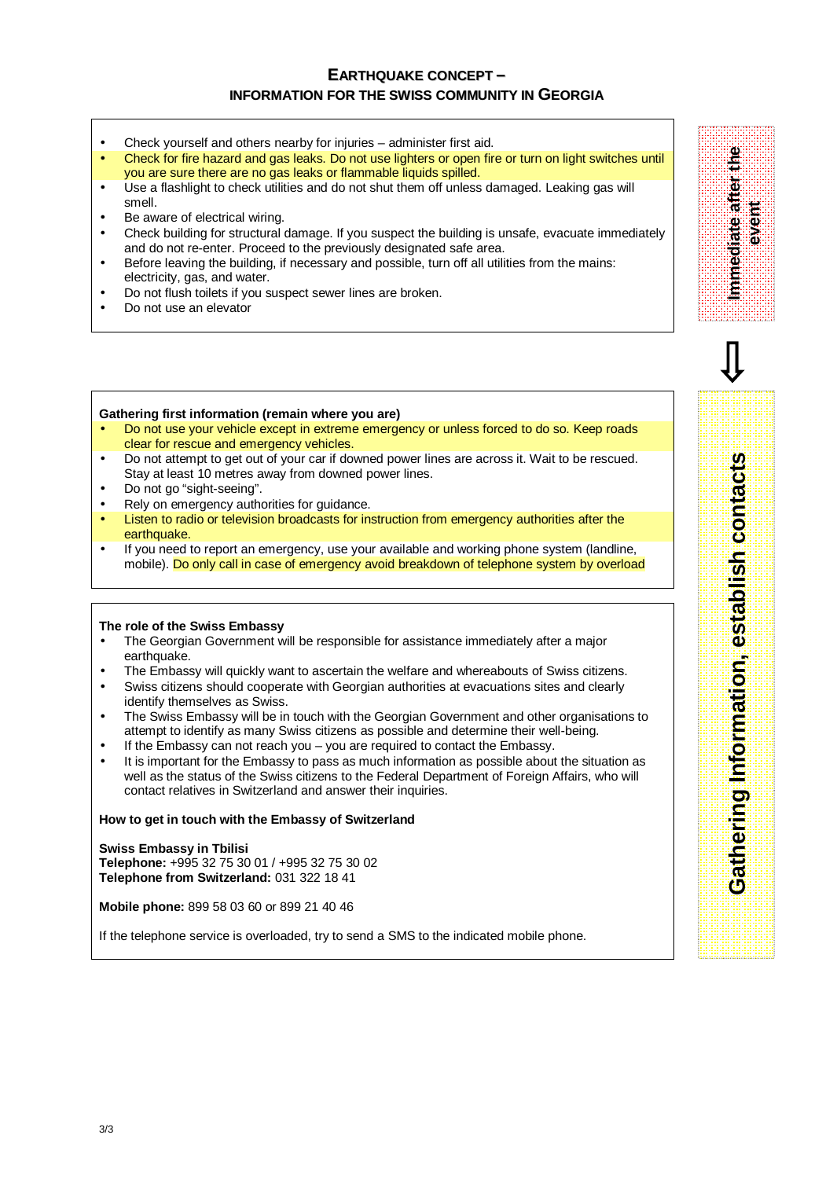## EARTHQUAKE CONCEPT – INFORMATION FOR THE SWISS COMMUNITY IN GEORGIA

**Immediate after the event**

- Check yourself and others nearby for injuries – administer first aid.
- Check for fire hazard and gas leaks. Do not use lighters or open fire or turn on light switches until you are sure there are no gas leaks or flammable liquids spilled.
- Use a flashlight to check utilities and do not shut them off unless damaged. Leaking gas will smell.
- Be aware of electrical wiring.
- Check building for structural damage. If you suspect the building is unsafe, evacuate immediately and do not re-enter. Proceed to the previously designated safe area.
- Before leaving the building, if necessary and possible, turn off all utilities from the mains: electricity, gas, and water.
- Do not flush toilets if you suspect sewer lines are broken.
- Do not use an elevator

⇓

**Gathering Information, establish contacts**

**Gathering first information (remain where you are)**

- Do not use your vehicle except in extreme emergency or unless forced to do so. Keep roads clear for rescue and emergency vehicles.
- Do not attempt to get out of your car if downed power lines are across it. Wait to be rescued. Stay at least 10 metres away from downed power lines.
- Do not go "sight-seeing".
- Rely on emergency authorities for guidance.
- Listen to radio or television broadcasts for instruction from emergency authorities after the earthquake.
- If you need to report an emergency, use your available and working phone system (landline, mobile). Do only call in case of emergency avoid breakdown of telephone system by overload

**The role of the Swiss Embassy**

- The Georgian Government will be responsible for assistance immediately after a major earthquake.
- The Embassy will quickly want to ascertain the welfare and whereabouts of Swiss citizens.
- Swiss citizens should cooperate with Georgian authorities at evacuations sites and clearly identify themselves as Swiss.
- The Swiss Embassy will be in touch with the Georgian Government and other organisations to attempt to identify as many Swiss citizens as possible and determine their well-being.
- If the Embassy can not reach you – you are required to contact the Embassy.
- It is important for the Embassy to pass as much information as possible about the situation as well as the status of the Swiss citizens to the Federal Department of Foreign Affairs, who will contact relatives in Switzerland and answer their inquiries.

**How to get in touch with the Embassy of Switzerland**

**Swiss Embassy in Tbilisi**
**Telephone:** +995 32 75 30 01 / +995 32 75 30 02
**Telephone from Switzerland:** 031 322 18 41

**Mobile phone:** 899 58 03 60 or 899 21 40 46

If the telephone service is overloaded, try to send a SMS to the indicated mobile phone.